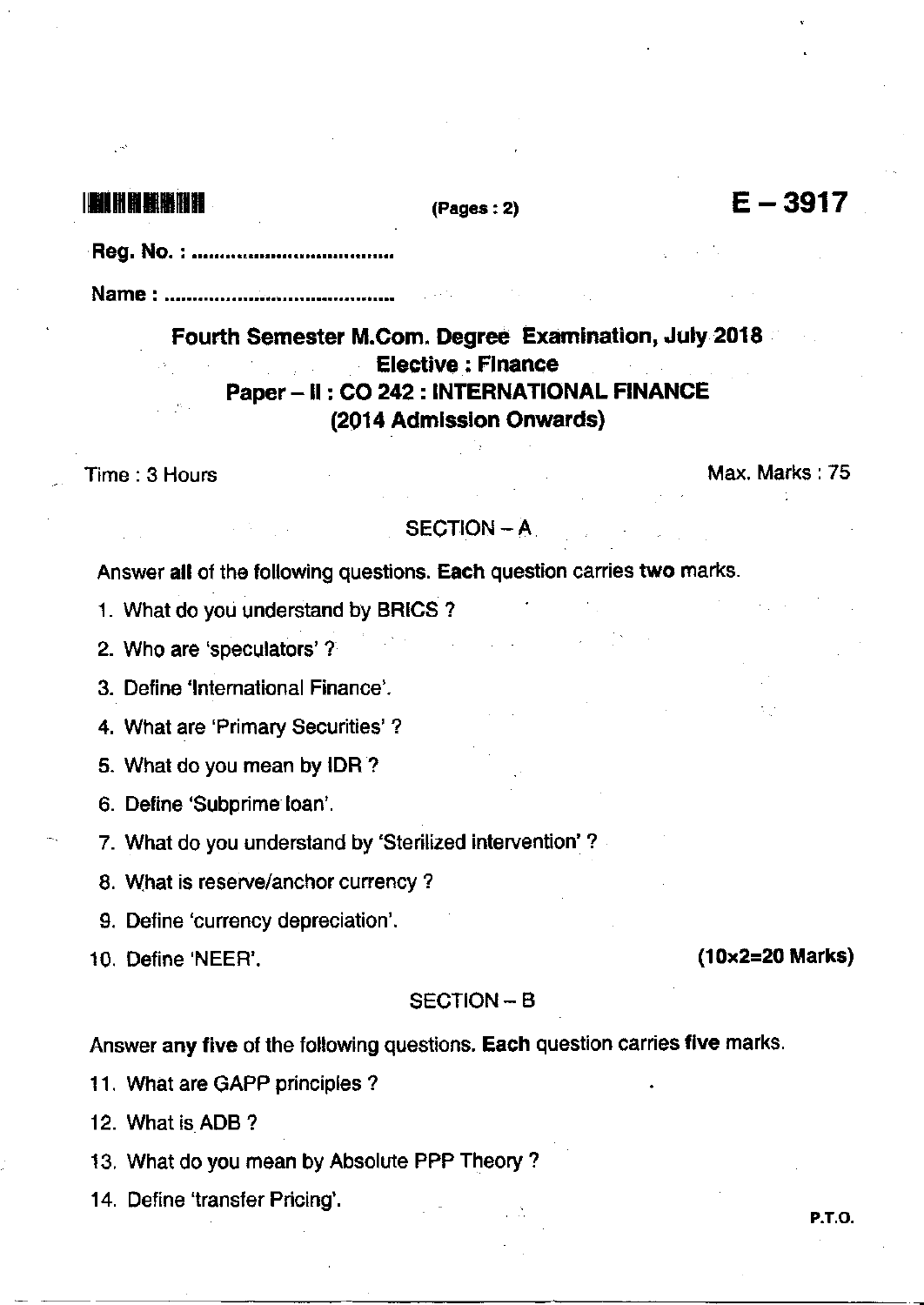(Pages : 2)

# E – 3917

Reg. No. : ..................................

Name : ........................................

## Fourth Semester M.Com. Degree Examination, July 2018
## Elective : Finance
## Paper – II : CO 242 : INTERNATIONAL FINANCE
## (2014 Admission Onwards)

Time : 3 Hours

Max. Marks : 75

### SECTION – A

Answer **all** of the following questions. **Each** question carries **two** marks.

1. What do you understand by BRICS ?
2. Who are 'speculators' ?
3. Define 'International Finance'.
4. What are 'Primary Securities' ?
5. What do you mean by IDR ?
6. Define 'Subprime loan'.
7. What do you understand by 'Sterilized intervention' ?
8. What is reserve/anchor currency ?
9. Define 'currency depreciation'.
10. Define 'NEER'.

**(10×2=20 Marks)**

### SECTION – B

Answer **any five** of the following questions. **Each** question carries **five** marks.

11. What are GAPP principles ?
12. What is ADB ?
13. What do you mean by Absolute PPP Theory ?
14. Define 'transfer Pricing'.

**P.T.O.**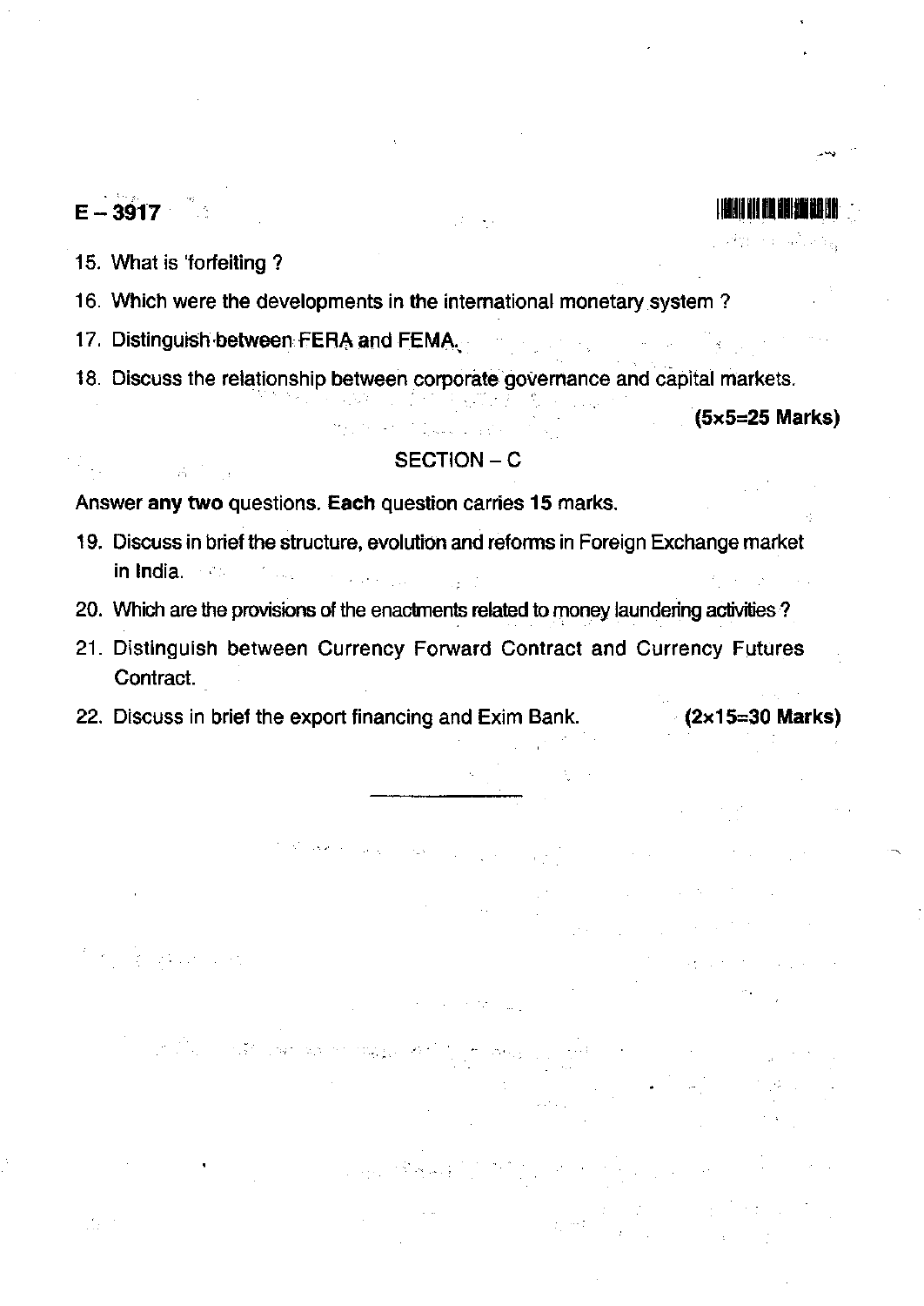15. What is 'forfeiting ?

16. Which were the developments in the international monetary system ?

17. Distinguish between FERA and FEMA.

18. Discuss the relationship between corporate governance and capital markets.

**(5x5=25 Marks)**

## SECTION – C

Answer **any two** questions. **Each** question carries **15** marks.

19. Discuss in brief the structure, evolution and reforms in Foreign Exchange market in India.

20. Which are the provisions of the enactments related to money laundering activities ?

21. Distinguish between Currency Forward Contract and Currency Futures Contract.

22. Discuss in brief the export financing and Exim Bank. **(2x15=30 Marks)**

---